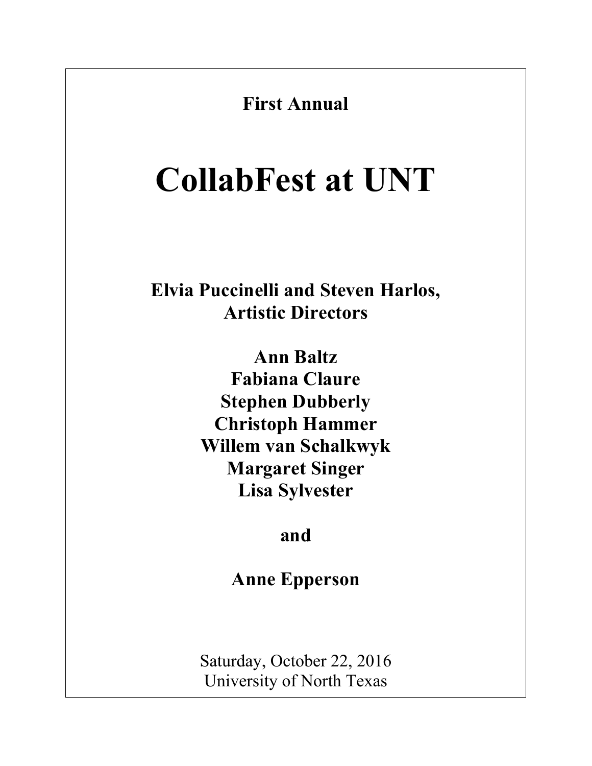**First Annual**

# CollabFest at UNT

**Elvia Puccinelli and Steven Harlos,**
**Artistic Directors**

**Ann Baltz**
**Fabiana Claure**
**Stephen Dubberly**
**Christoph Hammer**
**Willem van Schalkwyk**
**Margaret Singer**
**Lisa Sylvester**

**and**

**Anne Epperson**

Saturday, October 22, 2016
University of North Texas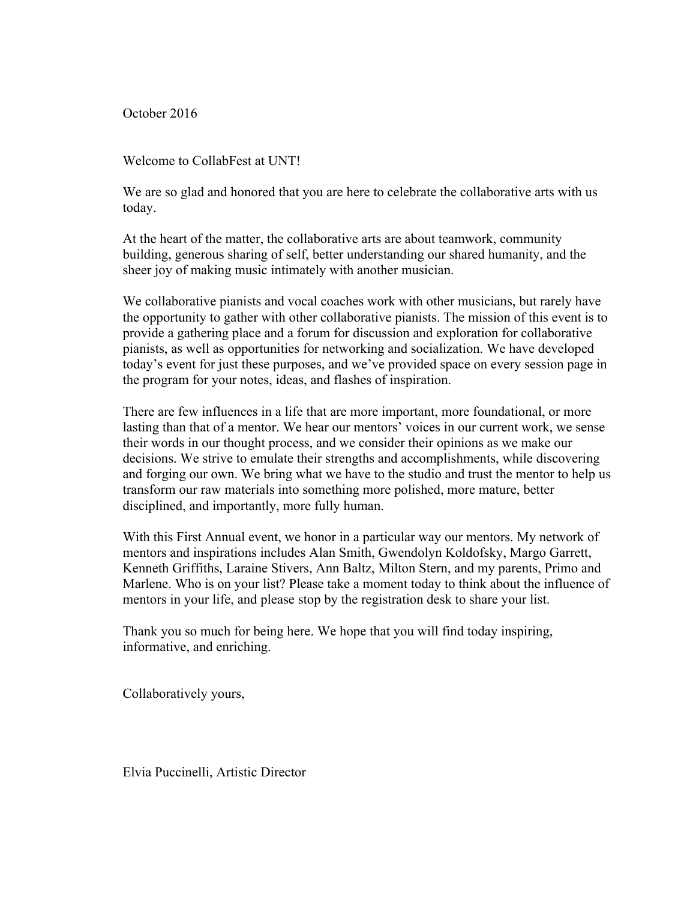October 2016

Welcome to CollabFest at UNT!

We are so glad and honored that you are here to celebrate the collaborative arts with us today.

At the heart of the matter, the collaborative arts are about teamwork, community building, generous sharing of self, better understanding our shared humanity, and the sheer joy of making music intimately with another musician.

We collaborative pianists and vocal coaches work with other musicians, but rarely have the opportunity to gather with other collaborative pianists. The mission of this event is to provide a gathering place and a forum for discussion and exploration for collaborative pianists, as well as opportunities for networking and socialization. We have developed today's event for just these purposes, and we've provided space on every session page in the program for your notes, ideas, and flashes of inspiration.

There are few influences in a life that are more important, more foundational, or more lasting than that of a mentor. We hear our mentors' voices in our current work, we sense their words in our thought process, and we consider their opinions as we make our decisions. We strive to emulate their strengths and accomplishments, while discovering and forging our own. We bring what we have to the studio and trust the mentor to help us transform our raw materials into something more polished, more mature, better disciplined, and importantly, more fully human.

With this First Annual event, we honor in a particular way our mentors. My network of mentors and inspirations includes Alan Smith, Gwendolyn Koldofsky, Margo Garrett, Kenneth Griffiths, Laraine Stivers, Ann Baltz, Milton Stern, and my parents, Primo and Marlene. Who is on your list? Please take a moment today to think about the influence of mentors in your life, and please stop by the registration desk to share your list.

Thank you so much for being here. We hope that you will find today inspiring, informative, and enriching.

Collaboratively yours,

Elvia Puccinelli, Artistic Director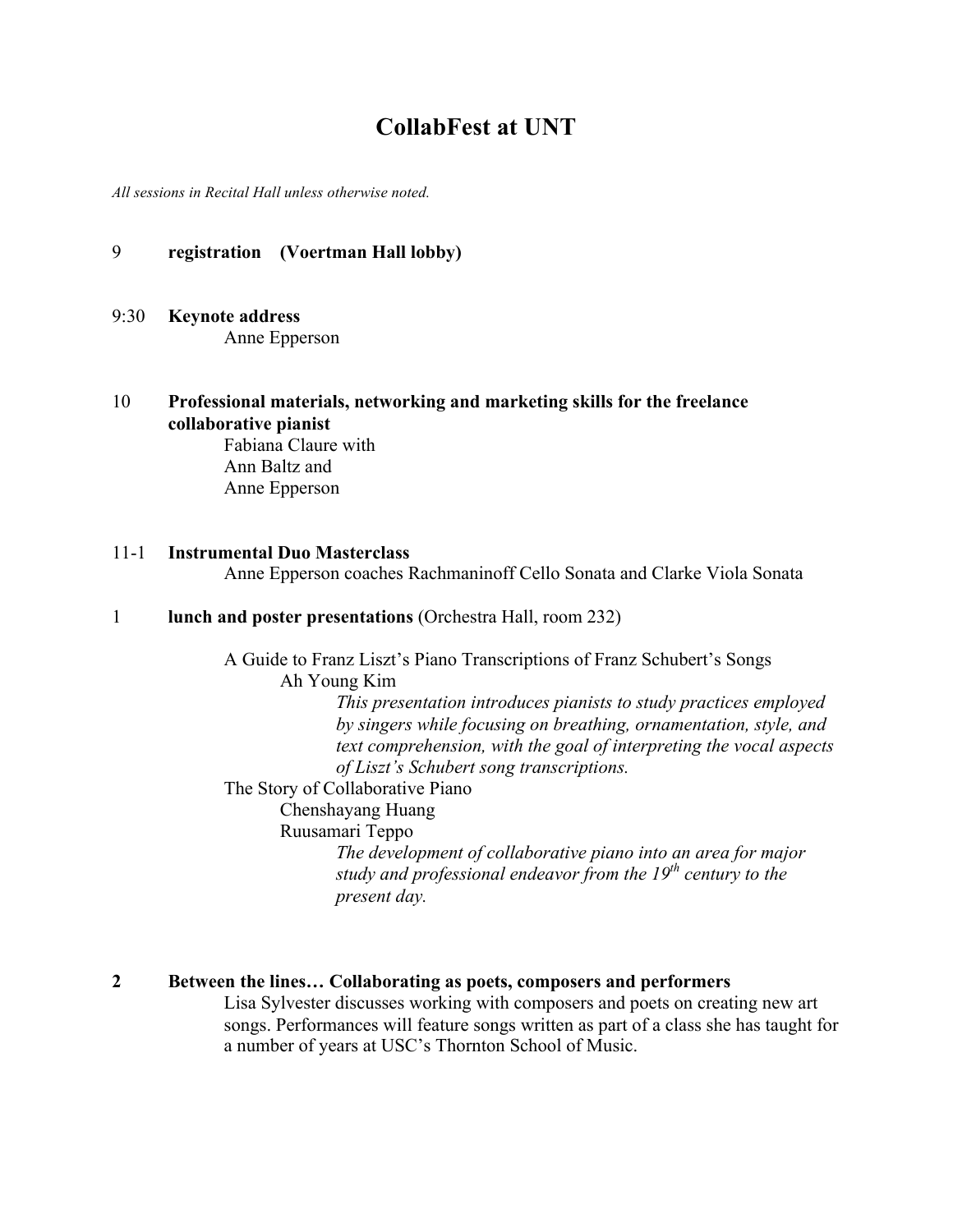# CollabFest at UNT

*All sessions in Recital Hall unless otherwise noted.*

9 **registration (Voertman Hall lobby)**

9:30 **Keynote address**
Anne Epperson

10 **Professional materials, networking and marketing skills for the freelance collaborative pianist**
Fabiana Claure with
Ann Baltz and
Anne Epperson

11-1 **Instrumental Duo Masterclass**
Anne Epperson coaches Rachmaninoff Cello Sonata and Clarke Viola Sonata

1 **lunch and poster presentations** (Orchestra Hall, room 232)

A Guide to Franz Liszt's Piano Transcriptions of Franz Schubert's Songs
Ah Young Kim
*This presentation introduces pianists to study practices employed by singers while focusing on breathing, ornamentation, style, and text comprehension, with the goal of interpreting the vocal aspects of Liszt's Schubert song transcriptions.*

The Story of Collaborative Piano
Chenshayang Huang
Ruusamari Teppo
*The development of collaborative piano into an area for major study and professional endeavor from the 19th century to the present day.*

**2 Between the lines… Collaborating as poets, composers and performers**
Lisa Sylvester discusses working with composers and poets on creating new art songs. Performances will feature songs written as part of a class she has taught for a number of years at USC's Thornton School of Music.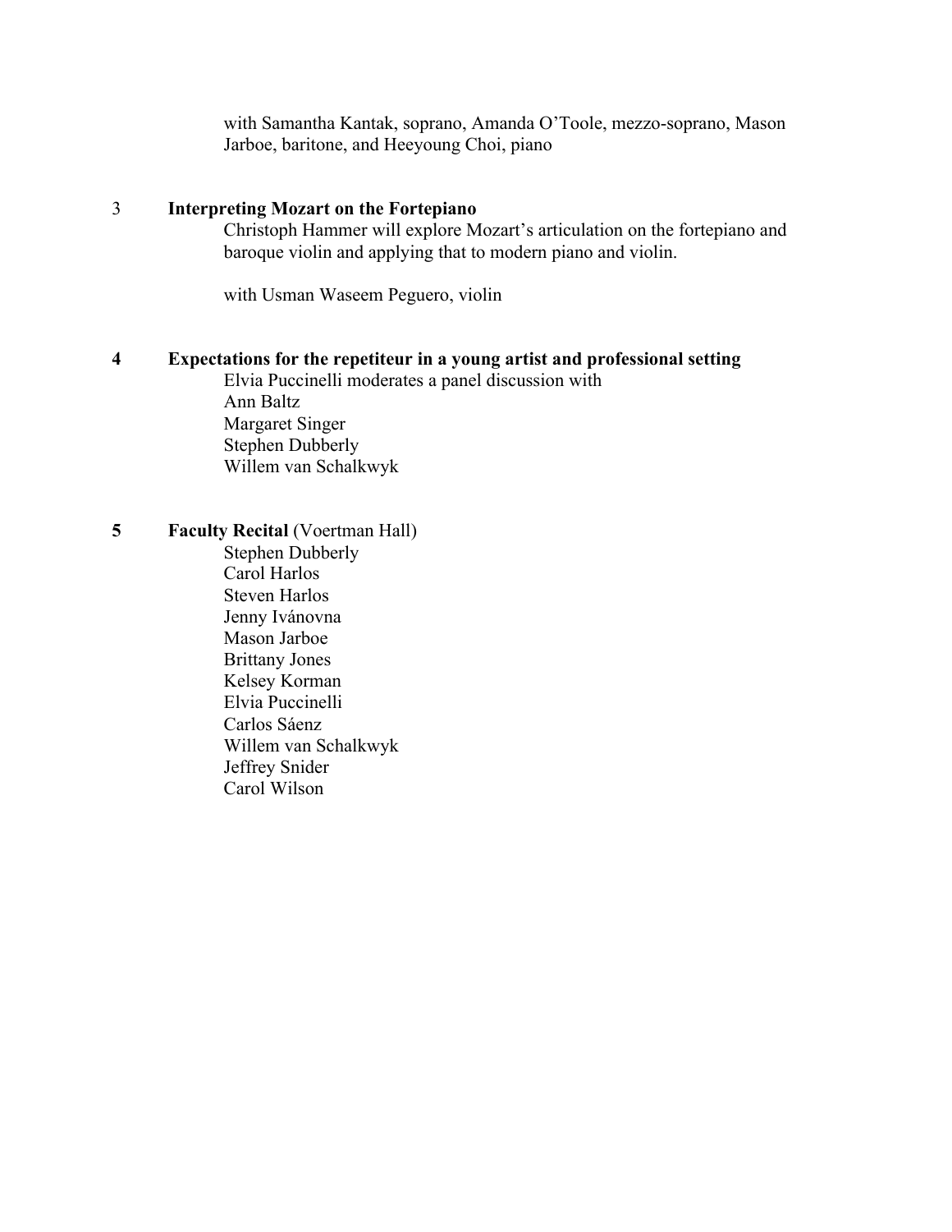with Samantha Kantak, soprano, Amanda O'Toole, mezzo-soprano, Mason Jarboe, baritone, and Heeyoung Choi, piano

3 **Interpreting Mozart on the Fortepiano**

Christoph Hammer will explore Mozart's articulation on the fortepiano and baroque violin and applying that to modern piano and violin.

with Usman Waseem Peguero, violin

**4 Expectations for the repetiteur in a young artist and professional setting**

Elvia Puccinelli moderates a panel discussion with
Ann Baltz
Margaret Singer
Stephen Dubberly
Willem van Schalkwyk

**5 Faculty Recital** (Voertman Hall)

Stephen Dubberly
Carol Harlos
Steven Harlos
Jenny Ivánovna
Mason Jarboe
Brittany Jones
Kelsey Korman
Elvia Puccinelli
Carlos Sáenz
Willem van Schalkwyk
Jeffrey Snider
Carol Wilson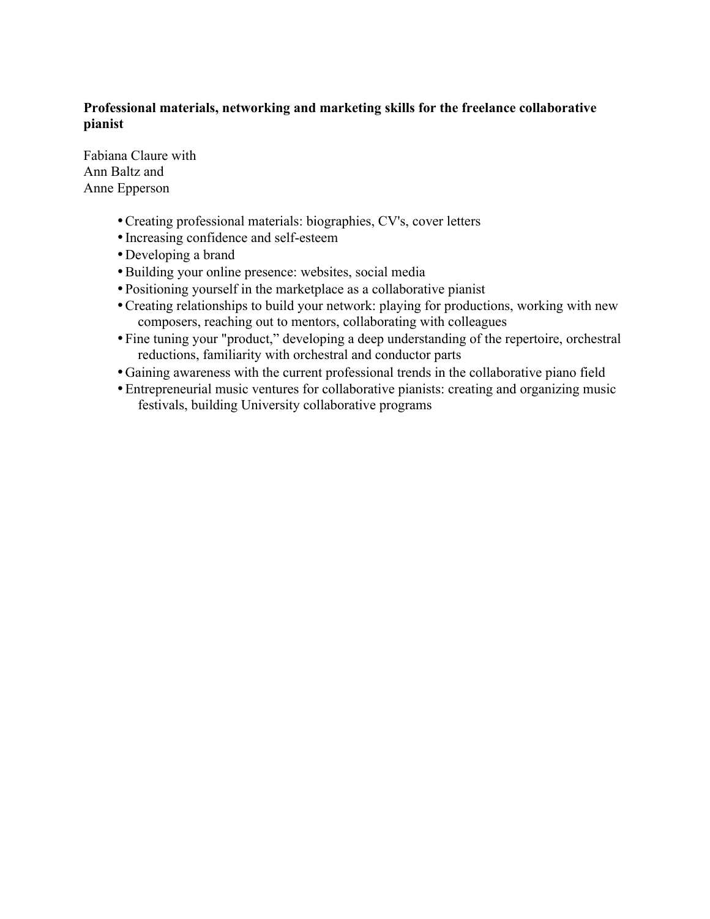**Professional materials, networking and marketing skills for the freelance collaborative pianist**

Fabiana Claure with
Ann Baltz and
Anne Epperson

- Creating professional materials: biographies, CV's, cover letters
- Increasing confidence and self-esteem
- Developing a brand
- Building your online presence: websites, social media
- Positioning yourself in the marketplace as a collaborative pianist
- Creating relationships to build your network: playing for productions, working with new composers, reaching out to mentors, collaborating with colleagues
- Fine tuning your "product," developing a deep understanding of the repertoire, orchestral reductions, familiarity with orchestral and conductor parts
- Gaining awareness with the current professional trends in the collaborative piano field
- Entrepreneurial music ventures for collaborative pianists: creating and organizing music festivals, building University collaborative programs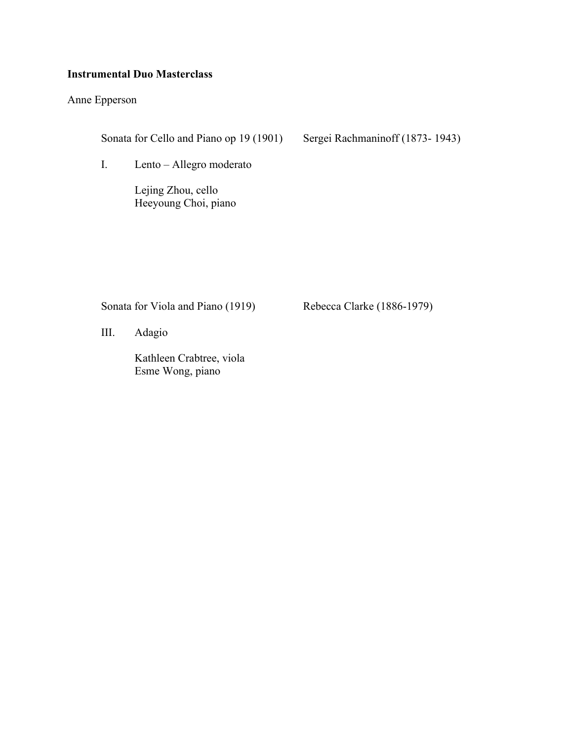**Instrumental Duo Masterclass**

Anne Epperson

Sonata for Cello and Piano op 19 (1901) Sergei Rachmaninoff (1873- 1943)

I. Lento – Allegro moderato

Lejing Zhou, cello
Heeyoung Choi, piano

Sonata for Viola and Piano (1919) Rebecca Clarke (1886-1979)

III. Adagio

Kathleen Crabtree, viola
Esme Wong, piano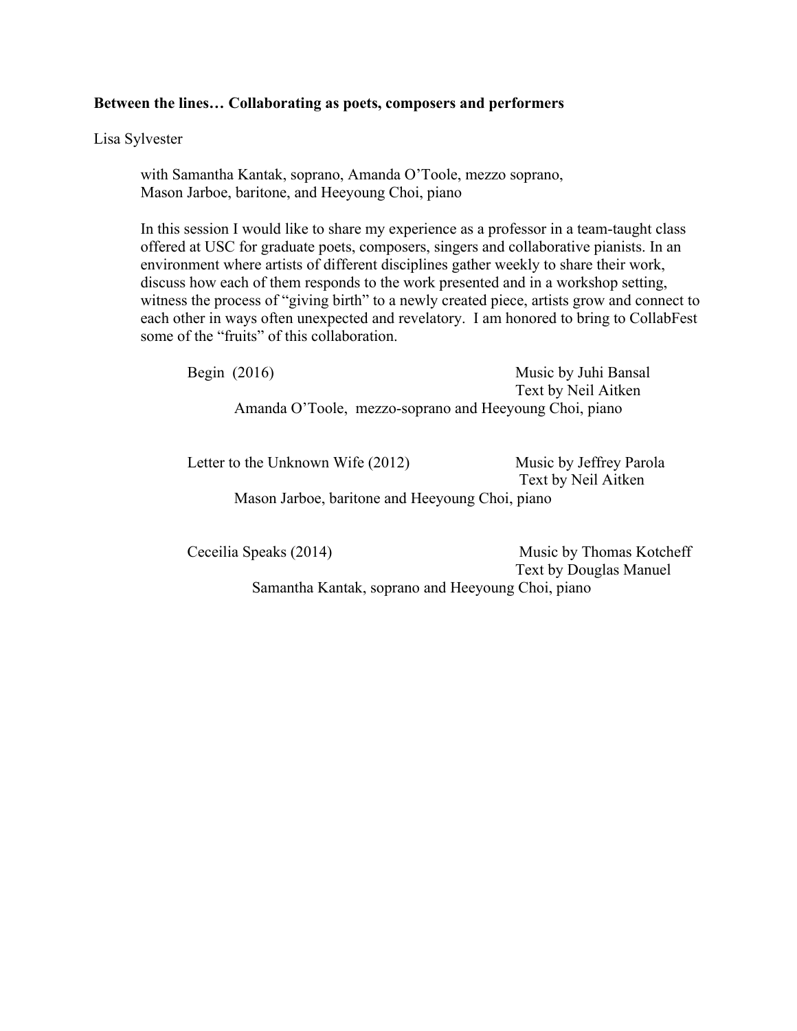**Between the lines… Collaborating as poets, composers and performers**

Lisa Sylvester

with Samantha Kantak, soprano, Amanda O'Toole, mezzo soprano, Mason Jarboe, baritone, and Heeyoung Choi, piano

In this session I would like to share my experience as a professor in a team-taught class offered at USC for graduate poets, composers, singers and collaborative pianists. In an environment where artists of different disciplines gather weekly to share their work, discuss how each of them responds to the work presented and in a workshop setting, witness the process of "giving birth" to a newly created piece, artists grow and connect to each other in ways often unexpected and revelatory. I am honored to bring to CollabFest some of the "fruits" of this collaboration.

Begin (2016) — Music by Juhi Bansal, Text by Neil Aitken
Amanda O'Toole, mezzo-soprano and Heeyoung Choi, piano

Letter to the Unknown Wife (2012) — Music by Jeffrey Parola, Text by Neil Aitken
Mason Jarboe, baritone and Heeyoung Choi, piano

Ceceilia Speaks (2014) — Music by Thomas Kotcheff, Text by Douglas Manuel
Samantha Kantak, soprano and Heeyoung Choi, piano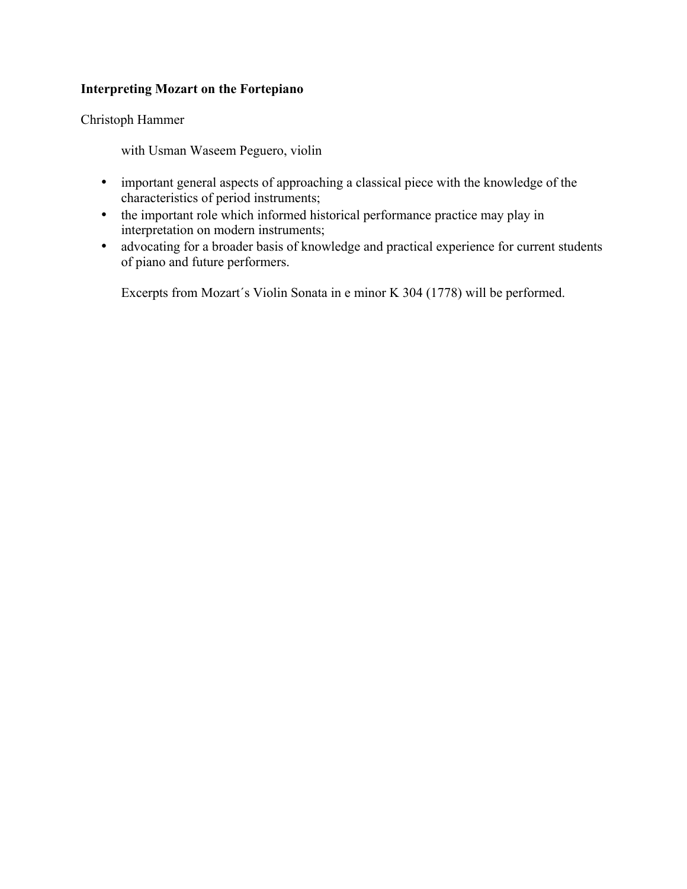**Interpreting Mozart on the Fortepiano**

Christoph Hammer

with Usman Waseem Peguero, violin

- important general aspects of approaching a classical piece with the knowledge of the characteristics of period instruments;
- the important role which informed historical performance practice may play in interpretation on modern instruments;
- advocating for a broader basis of knowledge and practical experience for current students of piano and future performers.

Excerpts from Mozart´s Violin Sonata in e minor K 304 (1778) will be performed.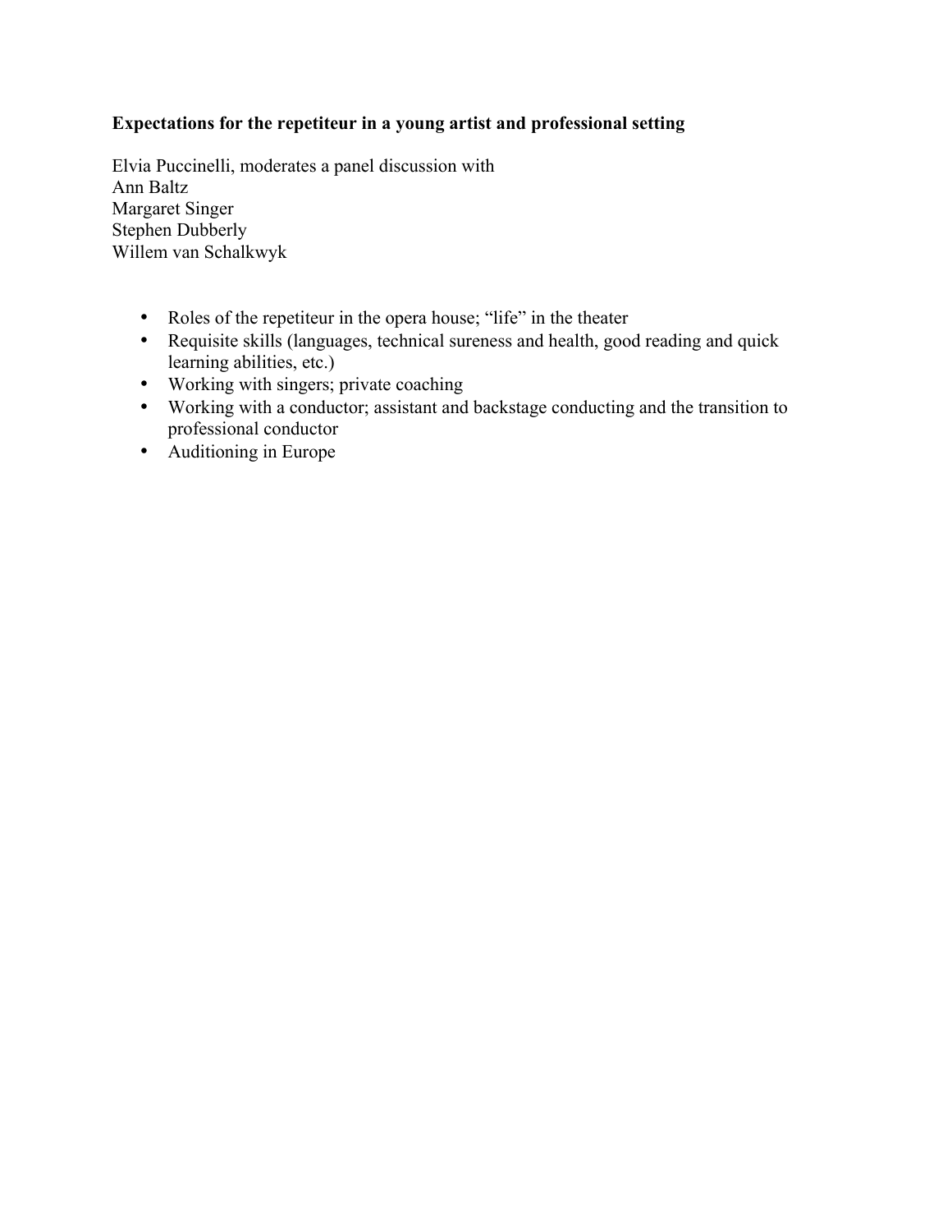**Expectations for the repetiteur in a young artist and professional setting**

Elvia Puccinelli, moderates a panel discussion with  
Ann Baltz  
Margaret Singer  
Stephen Dubberly  
Willem van Schalkwyk

- Roles of the repetiteur in the opera house; "life" in the theater
- Requisite skills (languages, technical sureness and health, good reading and quick learning abilities, etc.)
- Working with singers; private coaching
- Working with a conductor; assistant and backstage conducting and the transition to professional conductor
- Auditioning in Europe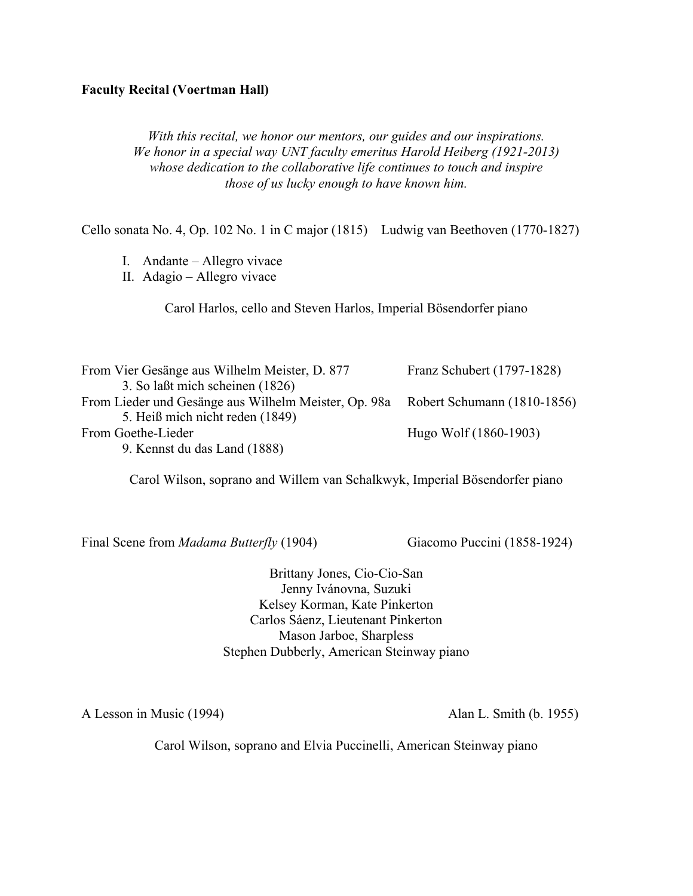**Faculty Recital (Voertman Hall)**

*With this recital, we honor our mentors, our guides and our inspirations.*
*We honor in a special way UNT faculty emeritus Harold Heiberg (1921-2013)*
*whose dedication to the collaborative life continues to touch and inspire*
*those of us lucky enough to have known him.*

Cello sonata No. 4, Op. 102 No. 1 in C major (1815) Ludwig van Beethoven (1770-1827)

I. Andante – Allegro vivace
II. Adagio – Allegro vivace

Carol Harlos, cello and Steven Harlos, Imperial Bösendorfer piano

From Vier Gesänge aus Wilhelm Meister, D. 877 Franz Schubert (1797-1828)
3. So laßt mich scheinen (1826)

From Lieder und Gesänge aus Wilhelm Meister, Op. 98a Robert Schumann (1810-1856)
5. Heiß mich nicht reden (1849)

From Goethe-Lieder Hugo Wolf (1860-1903)
9. Kennst du das Land (1888)

Carol Wilson, soprano and Willem van Schalkwyk, Imperial Bösendorfer piano

Final Scene from *Madama Butterfly* (1904) Giacomo Puccini (1858-1924)

Brittany Jones, Cio-Cio-San
Jenny Ivánovna, Suzuki
Kelsey Korman, Kate Pinkerton
Carlos Sáenz, Lieutenant Pinkerton
Mason Jarboe, Sharpless
Stephen Dubberly, American Steinway piano

A Lesson in Music (1994) Alan L. Smith (b. 1955)

Carol Wilson, soprano and Elvia Puccinelli, American Steinway piano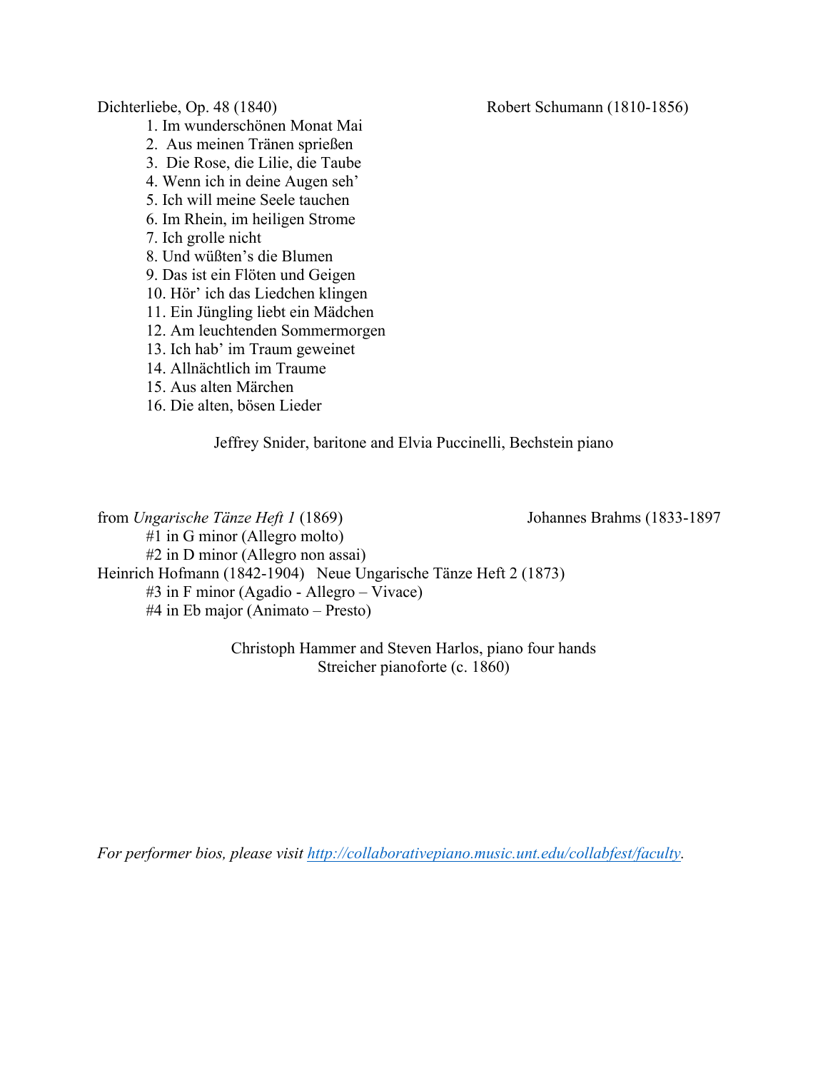Dichterliebe, Op. 48 (1840) Robert Schumann (1810-1856)

1. Im wunderschönen Monat Mai
2. Aus meinen Tränen sprießen
3. Die Rose, die Lilie, die Taube
4. Wenn ich in deine Augen seh'
5. Ich will meine Seele tauchen
6. Im Rhein, im heiligen Strome
7. Ich grolle nicht
8. Und wüßten's die Blumen
9. Das ist ein Flöten und Geigen
10. Hör' ich das Liedchen klingen
11. Ein Jüngling liebt ein Mädchen
12. Am leuchtenden Sommermorgen
13. Ich hab' im Traum geweinet
14. Allnächtlich im Traume
15. Aus alten Märchen
16. Die alten, bösen Lieder

Jeffrey Snider, baritone and Elvia Puccinelli, Bechstein piano

from *Ungarische Tänze Heft 1* (1869) Johannes Brahms (1833-1897

#1 in G minor (Allegro molto)
#2 in D minor (Allegro non assai)

Heinrich Hofmann (1842-1904) Neue Ungarische Tänze Heft 2 (1873)

#3 in F minor (Agadio - Allegro – Vivace)
#4 in Eb major (Animato – Presto)

Christoph Hammer and Steven Harlos, piano four hands
Streicher pianoforte (c. 1860)

*For performer bios, please visit [http://collaborativepiano.music.unt.edu/collabfest/faculty](http://collaborativepiano.music.unt.edu/collabfest/faculty).*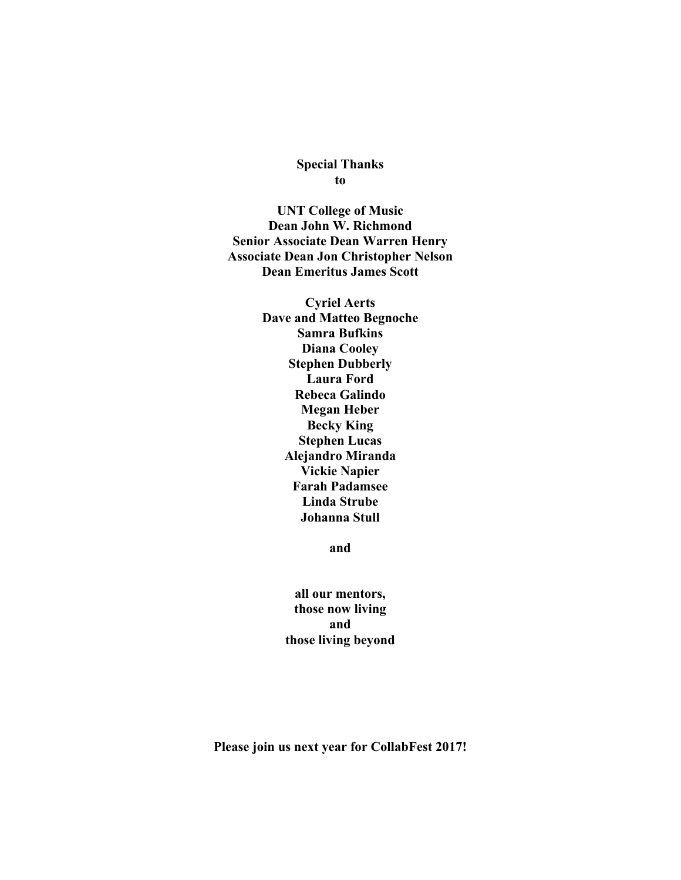**Special Thanks**
**to**

**UNT College of Music**
**Dean John W. Richmond**
**Senior Associate Dean Warren Henry**
**Associate Dean Jon Christopher Nelson**
**Dean Emeritus James Scott**

**Cyriel Aerts**
**Dave and Matteo Begnoche**
**Samra Bufkins**
**Diana Cooley**
**Stephen Dubberly**
**Laura Ford**
**Rebeca Galindo**
**Megan Heber**
**Becky King**
**Stephen Lucas**
**Alejandro Miranda**
**Vickie Napier**
**Farah Padamsee**
**Linda Strube**
**Johanna Stull**

**and**

**all our mentors,**
**those now living**
**and**
**those living beyond**

**Please join us next year for CollabFest 2017!**